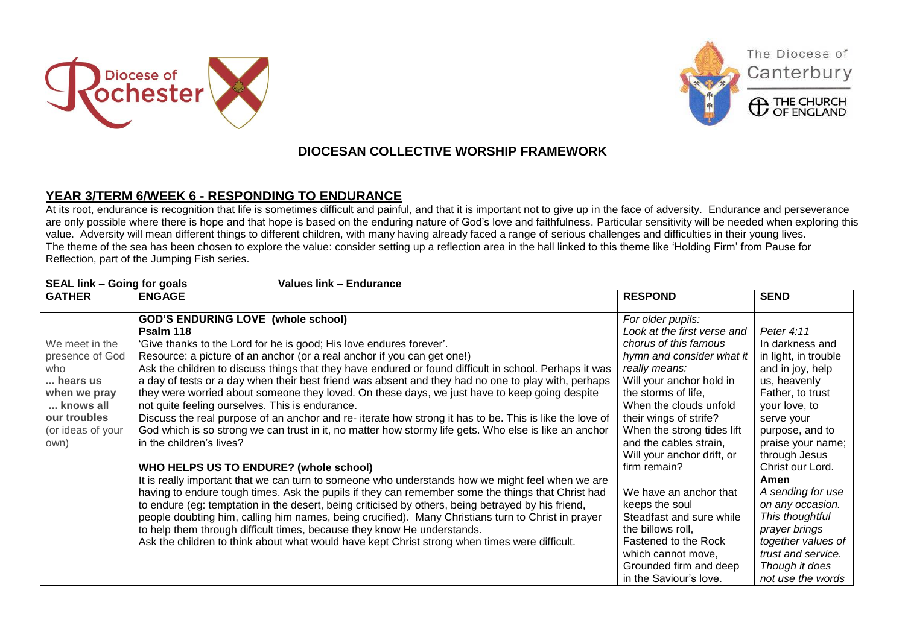## DIOCESAN COLLECTIVE WORSHIP FRAMEWORK

## YEAR 3/TERM 6/WEEK 6 - RESPONDING TO ENDURANCE

At its root, endurance is recognition that life is sometimes difficult and painful, and that it is important not to give up in the face of adversity. Endurance and perseverance are only possible where there is hope and that hope is based on the enduring nature of God's love and faithfulness. Particular sensitivity will be needed when exploring this value. Adversity will mean different things to different children, with many having already faced a range of serious challenges and difficulties in their young lives.
The theme of the sea has been chosen to explore the value: consider setting up a reflection area in the hall linked to this theme like 'Holding Firm' from Pause for Reflection, part of the Jumping Fish series.

**SEAL link – Going for goals** **Values link – Endurance**

| GATHER | ENGAGE | RESPOND | SEND |
|---|---|---|---|
| We meet in the presence of God who **... hears us when we pray ... knows all our troubles** (or ideas of your own) | **GOD'S ENDURING LOVE (whole school)**<br>**Psalm 118**<br>'Give thanks to the Lord for he is good; His love endures forever'.<br>Resource: a picture of an anchor (or a real anchor if you can get one!)<br>Ask the children to discuss things that they have endured or found difficult in school. Perhaps it was a day of tests or a day when their best friend was absent and they had no one to play with, perhaps they were worried about someone they loved. On these days, we just have to keep going despite not quite feeling ourselves. This is endurance.<br>Discuss the real purpose of an anchor and re- iterate how strong it has to be. This is like the love of God which is so strong we can trust in it, no matter how stormy life gets. Who else is like an anchor in the children's lives?<br><br>**WHO HELPS US TO ENDURE? (whole school)**<br>It is really important that we can turn to someone who understands how we might feel when we are having to endure tough times. Ask the pupils if they can remember some the things that Christ had to endure (eg: temptation in the desert, being criticised by others, being betrayed by his friend, people doubting him, calling him names, being crucified). Many Christians turn to Christ in prayer to help them through difficult times, because they know He understands.<br>Ask the children to think about what would have kept Christ strong when times were difficult. | *For older pupils:*<br>*Look at the first verse and chorus of this famous hymn and consider what it really means:*<br>Will your anchor hold in the storms of life,<br>When the clouds unfold their wings of strife?<br>When the strong tides lift and the cables strain,<br>Will your anchor drift, or firm remain?<br><br>We have an anchor that keeps the soul<br>Steadfast and sure while the billows roll,<br>Fastened to the Rock which cannot move,<br>Grounded firm and deep in the Saviour's love. | *Peter 4:11*<br>In darkness and in light, in trouble and in joy, help us, heavenly Father, to trust your love, to serve your purpose, and to praise your name; through Jesus Christ our Lord.<br>**Amen**<br>*A sending for use on any occasion. This thoughtful prayer brings together values of trust and service. Though it does not use the words* |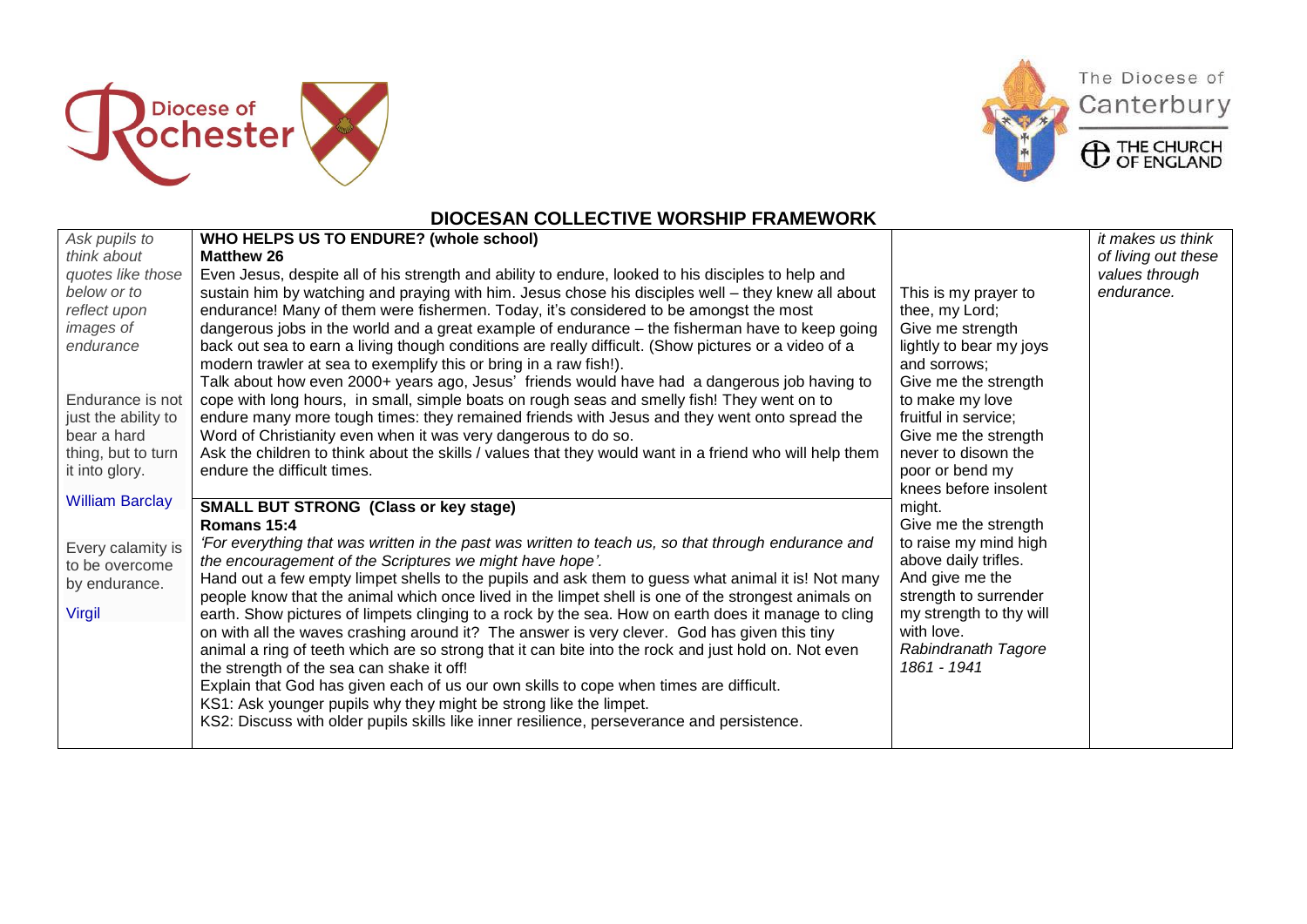## DIOCESAN COLLECTIVE WORSHIP FRAMEWORK

| | | | |
|---|---|---|---|
| *Ask pupils to think about quotes like those below or to reflect upon images of endurance*<br><br>Endurance is not just the ability to bear a hard thing, but to turn it into glory.<br><br>William Barclay<br><br>Every calamity is to be overcome by endurance.<br><br>Virgil | **WHO HELPS US TO ENDURE? (whole school)**<br>**Matthew 26**<br>Even Jesus, despite all of his strength and ability to endure, looked to his disciples to help and sustain him by watching and praying with him. Jesus chose his disciples well – they knew all about endurance! Many of them were fishermen. Today, it's considered to be amongst the most dangerous jobs in the world and a great example of endurance – the fisherman have to keep going back out sea to earn a living though conditions are really difficult. (Show pictures or a video of a modern trawler at sea to exemplify this or bring in a raw fish!).<br>Talk about how even 2000+ years ago, Jesus' friends would have had a dangerous job having to cope with long hours, in small, simple boats on rough seas and smelly fish! They went on to endure many more tough times: they remained friends with Jesus and they went onto spread the Word of Christianity even when it was very dangerous to do so.<br>Ask the children to think about the skills / values that they would want in a friend who will help them endure the difficult times.<br><br>**SMALL BUT STRONG (Class or key stage)**<br>**Romans 15:4**<br>*'For everything that was written in the past was written to teach us, so that through endurance and the encouragement of the Scriptures we might have hope'.*<br>Hand out a few empty limpet shells to the pupils and ask them to guess what animal it is! Not many people know that the animal which once lived in the limpet shell is one of the strongest animals on earth. Show pictures of limpets clinging to a rock by the sea. How on earth does it manage to cling on with all the waves crashing around it? The answer is very clever. God has given this tiny animal a ring of teeth which are so strong that it can bite into the rock and just hold on. Not even the strength of the sea can shake it off!<br>Explain that God has given each of us our own skills to cope when times are difficult.<br>KS1: Ask younger pupils why they might be strong like the limpet.<br>KS2: Discuss with older pupils skills like inner resilience, perseverance and persistence. | This is my prayer to thee, my Lord;<br>Give me strength lightly to bear my joys and sorrows;<br>Give me the strength to make my love fruitful in service;<br>Give me the strength never to disown the poor or bend my knees before insolent might.<br>Give me the strength to raise my mind high above daily trifles.<br>And give me the strength to surrender my strength to thy will with love.<br>*Rabindranath Tagore 1861 - 1941* | *it makes us think of living out these values through endurance.* |